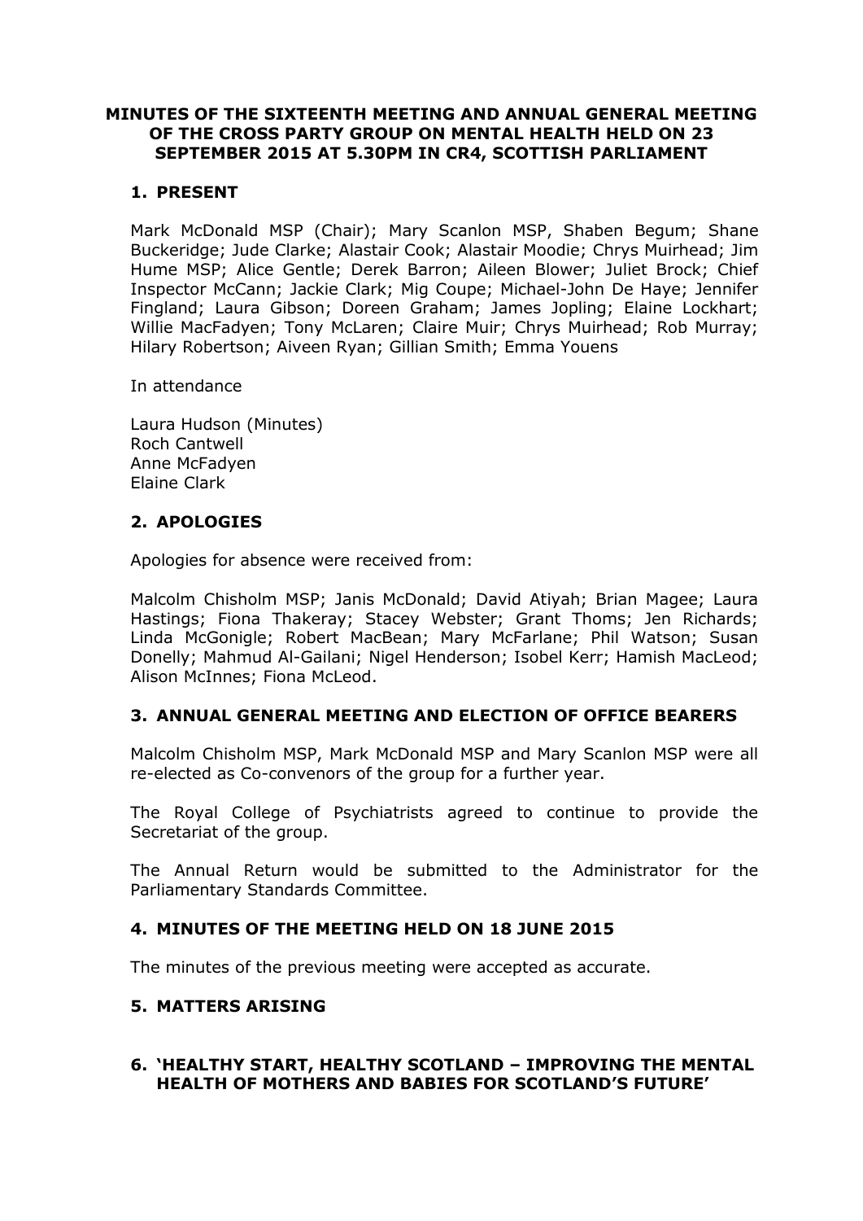# MINUTES OF THE SIXTEENTH MEETING AND ANNUAL GENERAL MEETING OF THE CROSS PARTY GROUP ON MENTAL HEALTH HELD ON 23 SEPTEMBER 2015 AT 5.30PM IN CR4, SCOTTISH PARLIAMENT

## 1. PRESENT

Mark McDonald MSP (Chair); Mary Scanlon MSP, Shaben Begum; Shane Buckeridge; Jude Clarke; Alastair Cook; Alastair Moodie; Chrys Muirhead; Jim Hume MSP; Alice Gentle; Derek Barron; Aileen Blower; Juliet Brock; Chief Inspector McCann; Jackie Clark; Mig Coupe; Michael-John De Haye; Jennifer Fingland; Laura Gibson; Doreen Graham; James Jopling; Elaine Lockhart; Willie MacFadyen; Tony McLaren; Claire Muir; Chrys Muirhead; Rob Murray; Hilary Robertson; Aiveen Ryan; Gillian Smith; Emma Youens

In attendance

Laura Hudson (Minutes)
Roch Cantwell
Anne McFadyen
Elaine Clark

## 2. APOLOGIES

Apologies for absence were received from:

Malcolm Chisholm MSP; Janis McDonald; David Atiyah; Brian Magee; Laura Hastings; Fiona Thakeray; Stacey Webster; Grant Thoms; Jen Richards; Linda McGonigle; Robert MacBean; Mary McFarlane; Phil Watson; Susan Donelly; Mahmud Al-Gailani; Nigel Henderson; Isobel Kerr; Hamish MacLeod; Alison McInnes; Fiona McLeod.

## 3. ANNUAL GENERAL MEETING AND ELECTION OF OFFICE BEARERS

Malcolm Chisholm MSP, Mark McDonald MSP and Mary Scanlon MSP were all re-elected as Co-convenors of the group for a further year.

The Royal College of Psychiatrists agreed to continue to provide the Secretariat of the group.

The Annual Return would be submitted to the Administrator for the Parliamentary Standards Committee.

## 4. MINUTES OF THE MEETING HELD ON 18 JUNE 2015

The minutes of the previous meeting were accepted as accurate.

## 5. MATTERS ARISING

## 6. 'HEALTHY START, HEALTHY SCOTLAND – IMPROVING THE MENTAL HEALTH OF MOTHERS AND BABIES FOR SCOTLAND'S FUTURE'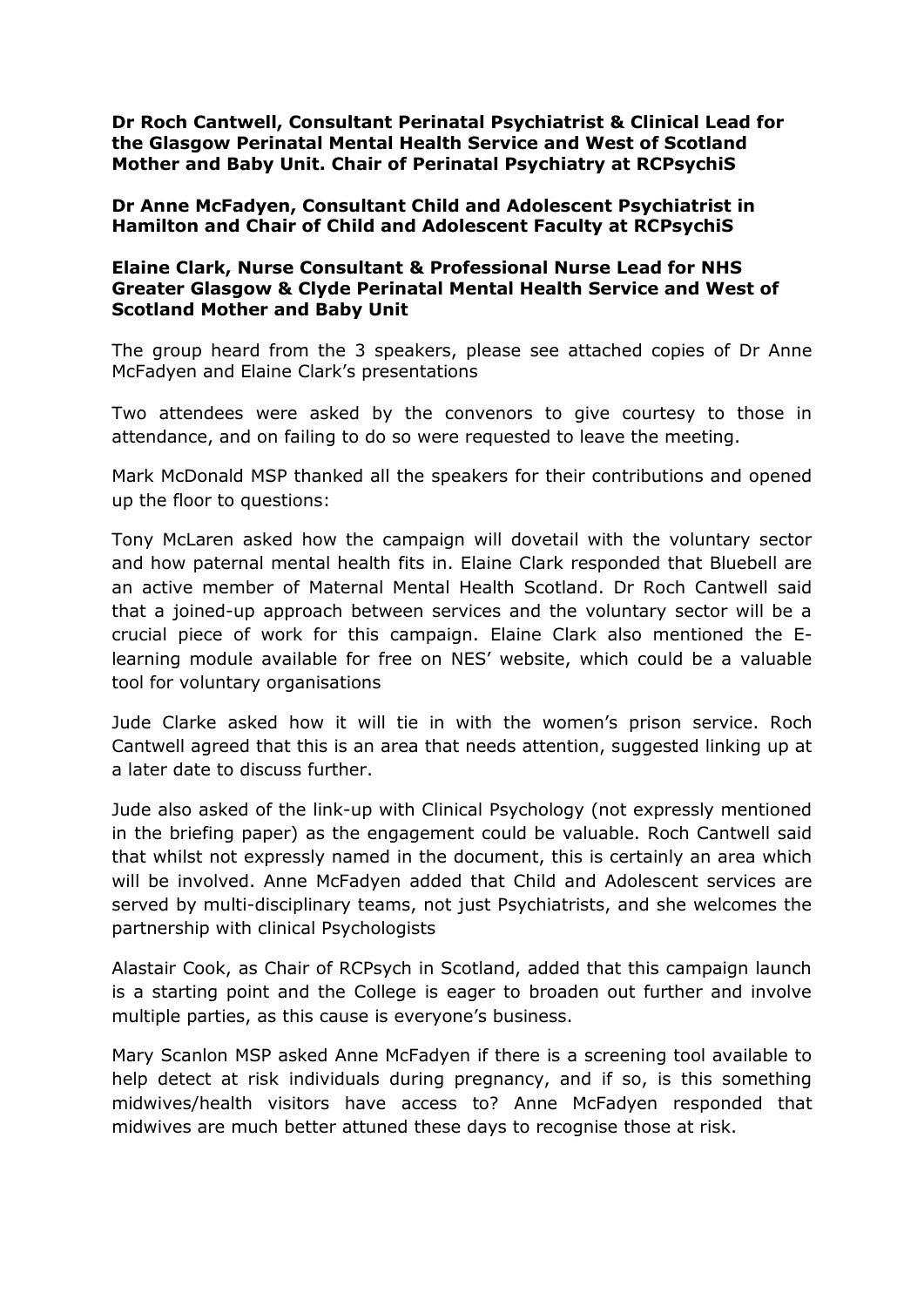**Dr Roch Cantwell, Consultant Perinatal Psychiatrist & Clinical Lead for the Glasgow Perinatal Mental Health Service and West of Scotland Mother and Baby Unit. Chair of Perinatal Psychiatry at RCPsychiS**

**Dr Anne McFadyen, Consultant Child and Adolescent Psychiatrist in Hamilton and Chair of Child and Adolescent Faculty at RCPsychiS**

**Elaine Clark, Nurse Consultant & Professional Nurse Lead for NHS Greater Glasgow & Clyde Perinatal Mental Health Service and West of Scotland Mother and Baby Unit**

The group heard from the 3 speakers, please see attached copies of Dr Anne McFadyen and Elaine Clark's presentations

Two attendees were asked by the convenors to give courtesy to those in attendance, and on failing to do so were requested to leave the meeting.

Mark McDonald MSP thanked all the speakers for their contributions and opened up the floor to questions:

Tony McLaren asked how the campaign will dovetail with the voluntary sector and how paternal mental health fits in. Elaine Clark responded that Bluebell are an active member of Maternal Mental Health Scotland. Dr Roch Cantwell said that a joined-up approach between services and the voluntary sector will be a crucial piece of work for this campaign. Elaine Clark also mentioned the E-learning module available for free on NES' website, which could be a valuable tool for voluntary organisations

Jude Clarke asked how it will tie in with the women's prison service. Roch Cantwell agreed that this is an area that needs attention, suggested linking up at a later date to discuss further.

Jude also asked of the link-up with Clinical Psychology (not expressly mentioned in the briefing paper) as the engagement could be valuable. Roch Cantwell said that whilst not expressly named in the document, this is certainly an area which will be involved. Anne McFadyen added that Child and Adolescent services are served by multi-disciplinary teams, not just Psychiatrists, and she welcomes the partnership with clinical Psychologists

Alastair Cook, as Chair of RCPsych in Scotland, added that this campaign launch is a starting point and the College is eager to broaden out further and involve multiple parties, as this cause is everyone's business.

Mary Scanlon MSP asked Anne McFadyen if there is a screening tool available to help detect at risk individuals during pregnancy, and if so, is this something midwives/health visitors have access to? Anne McFadyen responded that midwives are much better attuned these days to recognise those at risk.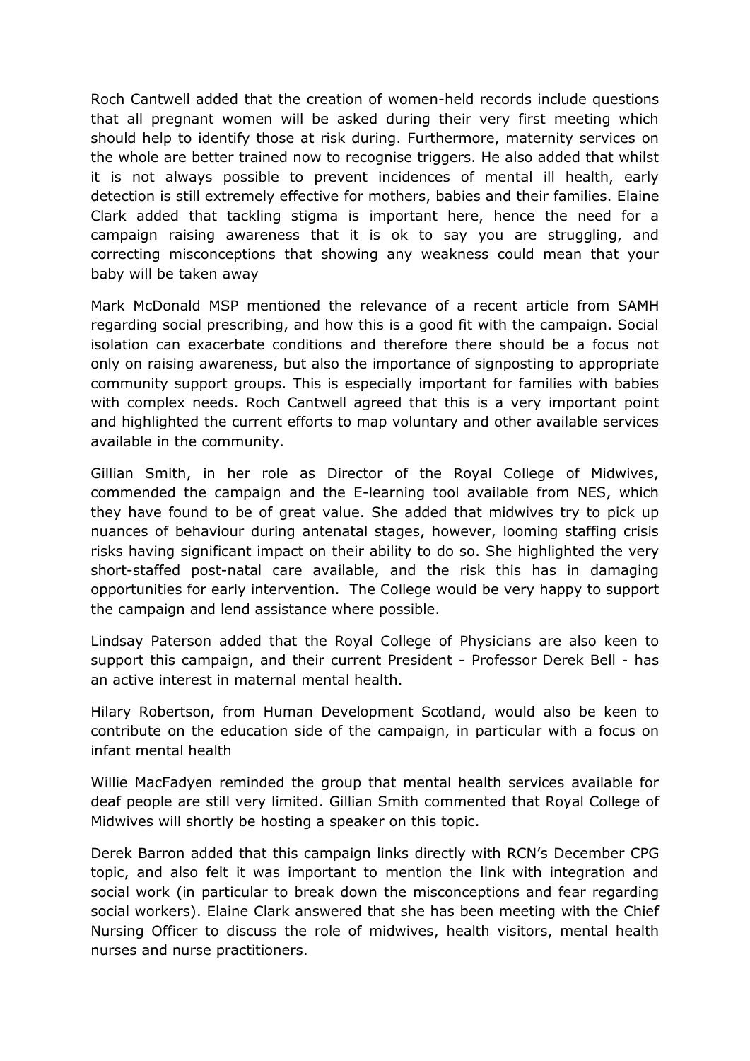Roch Cantwell added that the creation of women-held records include questions that all pregnant women will be asked during their very first meeting which should help to identify those at risk during. Furthermore, maternity services on the whole are better trained now to recognise triggers. He also added that whilst it is not always possible to prevent incidences of mental ill health, early detection is still extremely effective for mothers, babies and their families. Elaine Clark added that tackling stigma is important here, hence the need for a campaign raising awareness that it is ok to say you are struggling, and correcting misconceptions that showing any weakness could mean that your baby will be taken away

Mark McDonald MSP mentioned the relevance of a recent article from SAMH regarding social prescribing, and how this is a good fit with the campaign. Social isolation can exacerbate conditions and therefore there should be a focus not only on raising awareness, but also the importance of signposting to appropriate community support groups. This is especially important for families with babies with complex needs. Roch Cantwell agreed that this is a very important point and highlighted the current efforts to map voluntary and other available services available in the community.

Gillian Smith, in her role as Director of the Royal College of Midwives, commended the campaign and the E-learning tool available from NES, which they have found to be of great value. She added that midwives try to pick up nuances of behaviour during antenatal stages, however, looming staffing crisis risks having significant impact on their ability to do so. She highlighted the very short-staffed post-natal care available, and the risk this has in damaging opportunities for early intervention. The College would be very happy to support the campaign and lend assistance where possible.

Lindsay Paterson added that the Royal College of Physicians are also keen to support this campaign, and their current President - Professor Derek Bell - has an active interest in maternal mental health.

Hilary Robertson, from Human Development Scotland, would also be keen to contribute on the education side of the campaign, in particular with a focus on infant mental health

Willie MacFadyen reminded the group that mental health services available for deaf people are still very limited. Gillian Smith commented that Royal College of Midwives will shortly be hosting a speaker on this topic.

Derek Barron added that this campaign links directly with RCN's December CPG topic, and also felt it was important to mention the link with integration and social work (in particular to break down the misconceptions and fear regarding social workers). Elaine Clark answered that she has been meeting with the Chief Nursing Officer to discuss the role of midwives, health visitors, mental health nurses and nurse practitioners.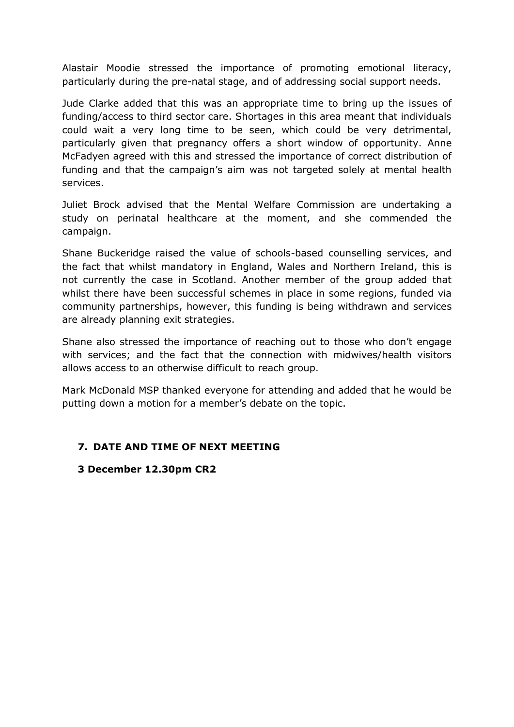Alastair Moodie stressed the importance of promoting emotional literacy, particularly during the pre-natal stage, and of addressing social support needs.

Jude Clarke added that this was an appropriate time to bring up the issues of funding/access to third sector care. Shortages in this area meant that individuals could wait a very long time to be seen, which could be very detrimental, particularly given that pregnancy offers a short window of opportunity. Anne McFadyen agreed with this and stressed the importance of correct distribution of funding and that the campaign's aim was not targeted solely at mental health services.

Juliet Brock advised that the Mental Welfare Commission are undertaking a study on perinatal healthcare at the moment, and she commended the campaign.

Shane Buckeridge raised the value of schools-based counselling services, and the fact that whilst mandatory in England, Wales and Northern Ireland, this is not currently the case in Scotland. Another member of the group added that whilst there have been successful schemes in place in some regions, funded via community partnerships, however, this funding is being withdrawn and services are already planning exit strategies.

Shane also stressed the importance of reaching out to those who don't engage with services; and the fact that the connection with midwives/health visitors allows access to an otherwise difficult to reach group.

Mark McDonald MSP thanked everyone for attending and added that he would be putting down a motion for a member's debate on the topic.

## 7. DATE AND TIME OF NEXT MEETING

**3 December 12.30pm CR2**